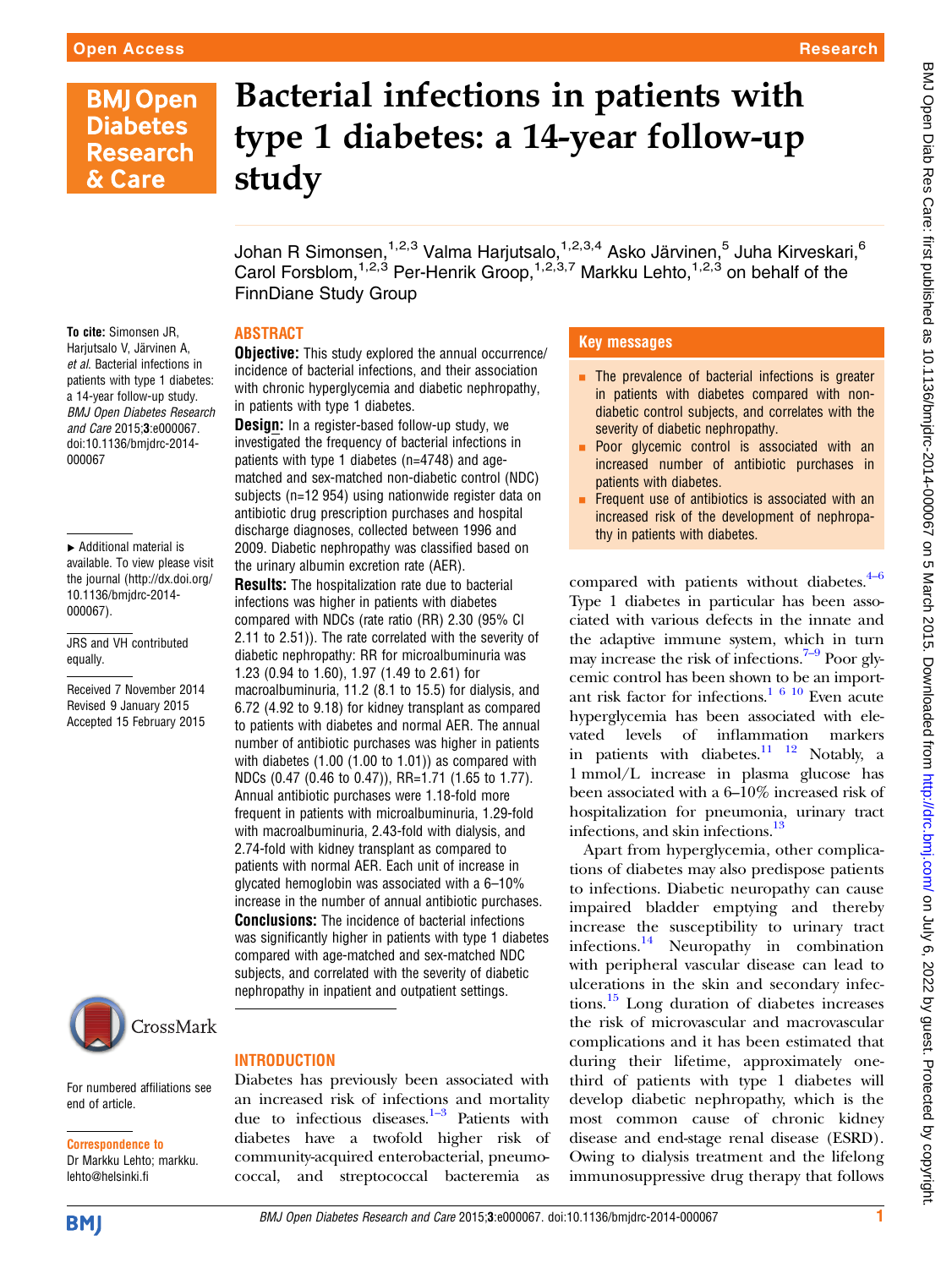# Bacterial infections in patients with type 1 diabetes: a 14-year follow-up study

Johan R Simonsen,[1,2,3] Valma Harjutsalo,[1,2,3,4] Asko Järvinen,[5] Juha Kirveskari,[6] Carol Forsblom,[1,2,3] Per-Henrik Groop,[1,2,3,7] Markku Lehto,[1,2,3] on behalf of the FinnDiane Study Group

**To cite:** Simonsen JR, Harjutsalo V, Järvinen A, *et al*. Bacterial infections in patients with type 1 diabetes: a 14-year follow-up study. *BMJ Open Diabetes Research and Care* 2015;**3**:e000067. doi:10.1136/bmjdrc-2014-000067

▸ Additional material is available. To view please visit the journal (http://dx.doi.org/10.1136/bmjdrc-2014-000067).

JRS and VH contributed equally.

Received 7 November 2014
Revised 9 January 2015
Accepted 15 February 2015

## ABSTRACT

**Objective:** This study explored the annual occurrence/incidence of bacterial infections, and their association with chronic hyperglycemia and diabetic nephropathy, in patients with type 1 diabetes.

**Design:** In a register-based follow-up study, we investigated the frequency of bacterial infections in patients with type 1 diabetes (n=4748) and age-matched and sex-matched non-diabetic control (NDC) subjects (n=12 954) using nationwide register data on antibiotic drug prescription purchases and hospital discharge diagnoses, collected between 1996 and 2009. Diabetic nephropathy was classified based on the urinary albumin excretion rate (AER).

**Results:** The hospitalization rate due to bacterial infections was higher in patients with diabetes compared with NDCs (rate ratio (RR) 2.30 (95% CI 2.11 to 2.51)). The rate correlated with the severity of diabetic nephropathy: RR for microalbuminuria was 1.23 (0.94 to 1.60), 1.97 (1.49 to 2.61) for macroalbuminuria, 11.2 (8.1 to 15.5) for dialysis, and 6.72 (4.92 to 9.18) for kidney transplant as compared to patients with diabetes and normal AER. The annual number of antibiotic purchases was higher in patients with diabetes (1.00 (1.00 to 1.01)) as compared with NDCs (0.47 (0.46 to 0.47)), RR=1.71 (1.65 to 1.77). Annual antibiotic purchases were 1.18-fold more frequent in patients with microalbuminuria, 1.29-fold with macroalbuminuria, 2.43-fold with dialysis, and 2.74-fold with kidney transplant as compared to patients with normal AER. Each unit of increase in glycated hemoglobin was associated with a 6–10% increase in the number of annual antibiotic purchases.

**Conclusions:** The incidence of bacterial infections was significantly higher in patients with type 1 diabetes compared with age-matched and sex-matched NDC subjects, and correlated with the severity of diabetic nephropathy in inpatient and outpatient settings.

## Key messages

- The prevalence of bacterial infections is greater in patients with diabetes compared with non-diabetic control subjects, and correlates with the severity of diabetic nephropathy.
- Poor glycemic control is associated with an increased number of antibiotic purchases in patients with diabetes.
- Frequent use of antibiotics is associated with an increased risk of the development of nephropathy in patients with diabetes.

## INTRODUCTION

Diabetes has previously been associated with an increased risk of infections and mortality due to infectious diseases.[1–3] Patients with diabetes have a twofold higher risk of community-acquired enterobacterial, pneumococcal, and streptococcal bacteremia as compared with patients without diabetes.[4–6] Type 1 diabetes in particular has been associated with various defects in the innate and the adaptive immune system, which in turn may increase the risk of infections.[7–9] Poor glycemic control has been shown to be an important risk factor for infections.[1 6 10] Even acute hyperglycemia has been associated with elevated levels of inflammation markers in patients with diabetes.[11 12] Notably, a 1 mmol/L increase in plasma glucose has been associated with a 6–10% increased risk of hospitalization for pneumonia, urinary tract infections, and skin infections.[13]

Apart from hyperglycemia, other complications of diabetes may also predispose patients to infections. Diabetic neuropathy can cause impaired bladder emptying and thereby increase the susceptibility to urinary tract infections.[14] Neuropathy in combination with peripheral vascular disease can lead to ulcerations in the skin and secondary infections.[15] Long duration of diabetes increases the risk of microvascular and macrovascular complications and it has been estimated that during their lifetime, approximately one-third of patients with type 1 diabetes will develop diabetic nephropathy, which is the most common cause of chronic kidney disease and end-stage renal disease (ESRD). Owing to dialysis treatment and the lifelong immunosuppressive drug therapy that follows

For numbered affiliations see end of article.

**Correspondence to**
Dr Markku Lehto; markku.lehto@helsinki.fi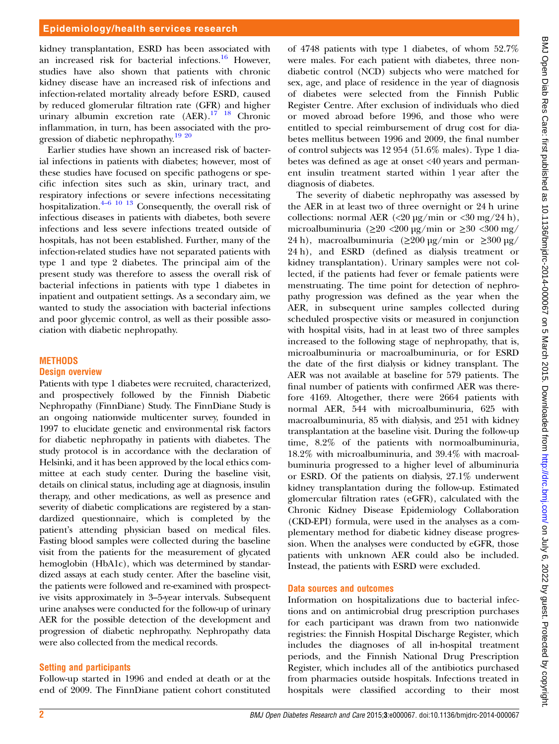kidney transplantation, ESRD has been associated with an increased risk for bacterial infections.[16] However, studies have also shown that patients with chronic kidney disease have an increased risk of infections and infection-related mortality already before ESRD, caused by reduced glomerular filtration rate (GFR) and higher urinary albumin excretion rate (AER).[17 18] Chronic inflammation, in turn, has been associated with the progression of diabetic nephropathy.[19 20]

Earlier studies have shown an increased risk of bacterial infections in patients with diabetes; however, most of these studies have focused on specific pathogens or specific infection sites such as skin, urinary tract, and respiratory infections or severe infections necessitating hospitalization.[4–6 10 13] Consequently, the overall risk of infectious diseases in patients with diabetes, both severe infections and less severe infections treated outside of hospitals, has not been established. Further, many of the infection-related studies have not separated patients with type 1 and type 2 diabetes. The principal aim of the present study was therefore to assess the overall risk of bacterial infections in patients with type 1 diabetes in inpatient and outpatient settings. As a secondary aim, we wanted to study the association with bacterial infections and poor glycemic control, as well as their possible association with diabetic nephropathy.

## METHODS

### Design overview

Patients with type 1 diabetes were recruited, characterized, and prospectively followed by the Finnish Diabetic Nephropathy (FinnDiane) Study. The FinnDiane Study is an ongoing nationwide multicenter survey, founded in 1997 to elucidate genetic and environmental risk factors for diabetic nephropathy in patients with diabetes. The study protocol is in accordance with the declaration of Helsinki, and it has been approved by the local ethics committee at each study center. During the baseline visit, details on clinical status, including age at diagnosis, insulin therapy, and other medications, as well as presence and severity of diabetic complications are registered by a standardized questionnaire, which is completed by the patient's attending physician based on medical files. Fasting blood samples were collected during the baseline visit from the patients for the measurement of glycated hemoglobin (HbA1c), which was determined by standardized assays at each study center. After the baseline visit, the patients were followed and re-examined with prospective visits approximately in 3–5-year intervals. Subsequent urine analyses were conducted for the follow-up of urinary AER for the possible detection of the development and progression of diabetic nephropathy. Nephropathy data were also collected from the medical records.

### Setting and participants

Follow-up started in 1996 and ended at death or at the end of 2009. The FinnDiane patient cohort constituted of 4748 patients with type 1 diabetes, of whom 52.7% were males. For each patient with diabetes, three non-diabetic control (NCD) subjects who were matched for sex, age, and place of residence in the year of diagnosis of diabetes were selected from the Finnish Public Register Centre. After exclusion of individuals who died or moved abroad before 1996, and those who were entitled to special reimbursement of drug cost for diabetes mellitus between 1996 and 2009, the final number of control subjects was 12 954 (51.6% males). Type 1 diabetes was defined as age at onset <40 years and permanent insulin treatment started within 1 year after the diagnosis of diabetes.

The severity of diabetic nephropathy was assessed by the AER in at least two of three overnight or 24 h urine collections: normal AER (<20 μg/min or <30 mg/24 h), microalbuminuria (≥20 <200 μg/min or ≥30 <300 mg/24 h), macroalbuminuria (≥200 μg/min or ≥300 μg/24 h), and ESRD (defined as dialysis treatment or kidney transplantation). Urinary samples were not collected, if the patients had fever or female patients were menstruating. The time point for detection of nephropathy progression was defined as the year when the AER, in subsequent urine samples collected during scheduled prospective visits or measured in conjunction with hospital visits, had in at least two of three samples increased to the following stage of nephropathy, that is, microalbuminuria or macroalbuminuria, or for ESRD the date of the first dialysis or kidney transplant. The AER was not available at baseline for 579 patients. The final number of patients with confirmed AER was therefore 4169. Altogether, there were 2664 patients with normal AER, 544 with microalbuminuria, 625 with macroalbuminuria, 85 with dialysis, and 251 with kidney transplantation at the baseline visit. During the follow-up time, 8.2% of the patients with normoalbuminuria, 18.2% with microalbuminuria, and 39.4% with macroalbuminuria progressed to a higher level of albuminuria or ESRD. Of the patients on dialysis, 27.1% underwent kidney transplantation during the follow-up. Estimated glomercular filtration rates (eGFR), calculated with the Chronic Kidney Disease Epidemiology Collaboration (CKD-EPI) formula, were used in the analyses as a complementary method for diabetic kidney disease progression. When the analyses were conducted by eGFR, those patients with unknown AER could also be included. Instead, the patients with ESRD were excluded.

### Data sources and outcomes

Information on hospitalizations due to bacterial infections and on antimicrobial drug prescription purchases for each participant was drawn from two nationwide registries: the Finnish Hospital Discharge Register, which includes the diagnoses of all in-hospital treatment periods, and the Finnish National Drug Prescription Register, which includes all of the antibiotics purchased from pharmacies outside hospitals. Infections treated in hospitals were classified according to their most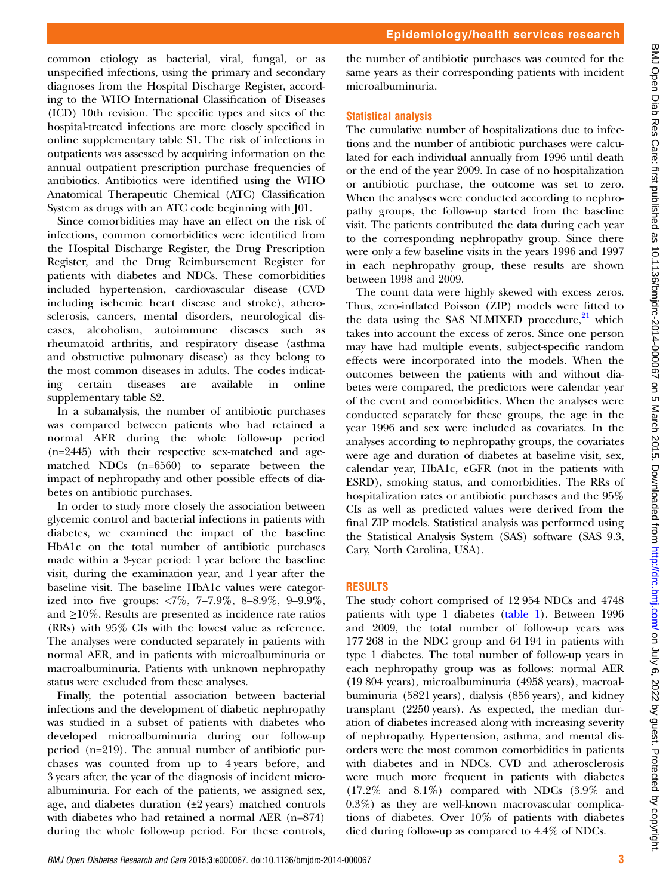common etiology as bacterial, viral, fungal, or as unspecified infections, using the primary and secondary diagnoses from the Hospital Discharge Register, according to the WHO International Classification of Diseases (ICD) 10th revision. The specific types and sites of the hospital-treated infections are more closely specified in online supplementary table S1. The risk of infections in outpatients was assessed by acquiring information on the annual outpatient prescription purchase frequencies of antibiotics. Antibiotics were identified using the WHO Anatomical Therapeutic Chemical (ATC) Classification System as drugs with an ATC code beginning with J01.

Since comorbidities may have an effect on the risk of infections, common comorbidities were identified from the Hospital Discharge Register, the Drug Prescription Register, and the Drug Reimbursement Register for patients with diabetes and NDCs. These comorbidities included hypertension, cardiovascular disease (CVD including ischemic heart disease and stroke), atherosclerosis, cancers, mental disorders, neurological diseases, alcoholism, autoimmune diseases such as rheumatoid arthritis, and respiratory disease (asthma and obstructive pulmonary disease) as they belong to the most common diseases in adults. The codes indicating certain diseases are available in online supplementary table S2.

In a subanalysis, the number of antibiotic purchases was compared between patients who had retained a normal AER during the whole follow-up period (n=2445) with their respective sex-matched and age-matched NDCs (n=6560) to separate between the impact of nephropathy and other possible effects of diabetes on antibiotic purchases.

In order to study more closely the association between glycemic control and bacterial infections in patients with diabetes, we examined the impact of the baseline HbA1c on the total number of antibiotic purchases made within a 3-year period: 1 year before the baseline visit, during the examination year, and 1 year after the baseline visit. The baseline HbA1c values were categorized into five groups: <7%, 7–7.9%, 8–8.9%, 9–9.9%, and ≥10%. Results are presented as incidence rate ratios (RRs) with 95% CIs with the lowest value as reference. The analyses were conducted separately in patients with normal AER, and in patients with microalbuminuria or macroalbuminuria. Patients with unknown nephropathy status were excluded from these analyses.

Finally, the potential association between bacterial infections and the development of diabetic nephropathy was studied in a subset of patients with diabetes who developed microalbuminuria during our follow-up period (n=219). The annual number of antibiotic purchases was counted from up to 4 years before, and 3 years after, the year of the diagnosis of incident microalbuminuria. For each of the patients, we assigned sex, age, and diabetes duration (±2 years) matched controls with diabetes who had retained a normal AER (n=874) during the whole follow-up period. For these controls, the number of antibiotic purchases was counted for the same years as their corresponding patients with incident microalbuminuria.

## Statistical analysis

The cumulative number of hospitalizations due to infections and the number of antibiotic purchases were calculated for each individual annually from 1996 until death or the end of the year 2009. In case of no hospitalization or antibiotic purchase, the outcome was set to zero. When the analyses were conducted according to nephropathy groups, the follow-up started from the baseline visit. The patients contributed the data during each year to the corresponding nephropathy group. Since there were only a few baseline visits in the years 1996 and 1997 in each nephropathy group, these results are shown between 1998 and 2009.

The count data were highly skewed with excess zeros. Thus, zero-inflated Poisson (ZIP) models were fitted to the data using the SAS NLMIXED procedure,[21] which takes into account the excess of zeros. Since one person may have had multiple events, subject-specific random effects were incorporated into the models. When the outcomes between the patients with and without diabetes were compared, the predictors were calendar year of the event and comorbidities. When the analyses were conducted separately for these groups, the age in the year 1996 and sex were included as covariates. In the analyses according to nephropathy groups, the covariates were age and duration of diabetes at baseline visit, sex, calendar year, HbA1c, eGFR (not in the patients with ESRD), smoking status, and comorbidities. The RRs of hospitalization rates or antibiotic purchases and the 95% CIs as well as predicted values were derived from the final ZIP models. Statistical analysis was performed using the Statistical Analysis System (SAS) software (SAS 9.3, Cary, North Carolina, USA).

## RESULTS

The study cohort comprised of 12 954 NDCs and 4748 patients with type 1 diabetes (table 1). Between 1996 and 2009, the total number of follow-up years was 177 268 in the NDC group and 64 194 in patients with type 1 diabetes. The total number of follow-up years in each nephropathy group was as follows: normal AER (19 804 years), microalbuminuria (4958 years), macroalbuminuria (5821 years), dialysis (856 years), and kidney transplant (2250 years). As expected, the median duration of diabetes increased along with increasing severity of nephropathy. Hypertension, asthma, and mental disorders were the most common comorbidities in patients with diabetes and in NDCs. CVD and atherosclerosis were much more frequent in patients with diabetes (17.2% and 8.1%) compared with NDCs (3.9% and 0.3%) as they are well-known macrovascular complications of diabetes. Over 10% of patients with diabetes died during follow-up as compared to 4.4% of NDCs.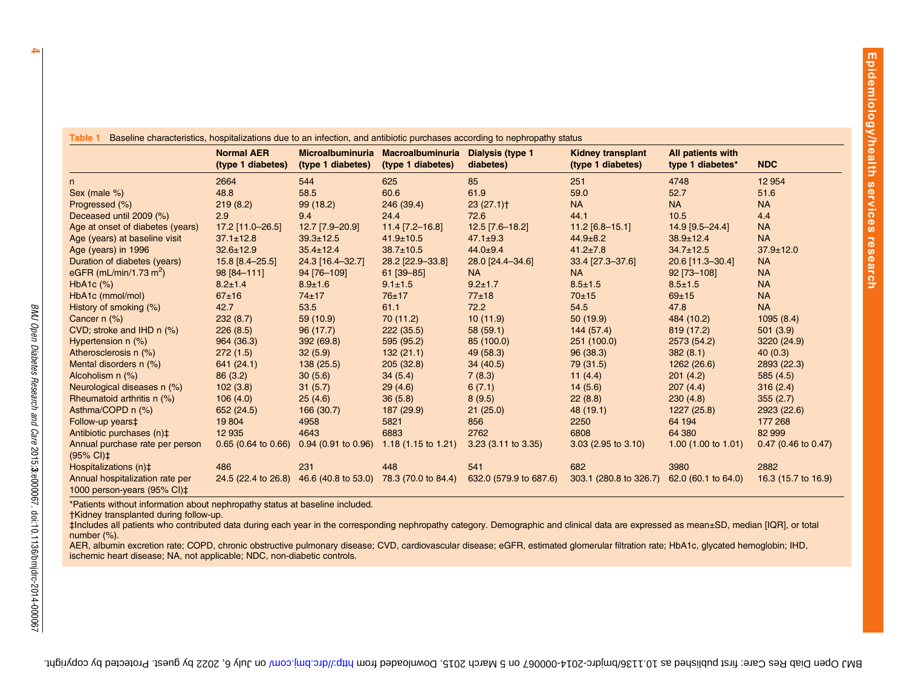**Table 1** Baseline characteristics, hospitalizations due to an infection, and antibiotic purchases according to nephropathy status

| | Normal AER (type 1 diabetes) | Microalbuminuria (type 1 diabetes) | Macroalbuminuria (type 1 diabetes) | Dialysis (type 1 diabetes) | Kidney transplant (type 1 diabetes) | All patients with type 1 diabetes* | NDC |
|---|---|---|---|---|---|---|---|
| n | 2664 | 544 | 625 | 85 | 251 | 4748 | 12 954 |
| Sex (male %) | 48.8 | 58.5 | 60.6 | 61.9 | 59.0 | 52.7 | 51.6 |
| Progressed (%) | 219 (8.2) | 99 (18.2) | 246 (39.4) | 23 (27.1)† | NA | NA | NA |
| Deceased until 2009 (%) | 2.9 | 9.4 | 24.4 | 72.6 | 44.1 | 10.5 | 4.4 |
| Age at onset of diabetes (years) | 17.2 [11.0–26.5] | 12.7 [7.9–20.9] | 11.4 [7.2–16.8] | 12.5 [7.6–18.2] | 11.2 [6.8–15.1] | 14.9 [9.5–24.4] | NA |
| Age (years) at baseline visit | 37.1±12.8 | 39.3±12.5 | 41.9±10.5 | 47.1±9.3 | 44.9±8.2 | 38.9±12.4 | NA |
| Age (years) in 1996 | 32.6±12.9 | 35.4±12.4 | 38.7±10.5 | 44.0±9.4 | 41.2±7.8 | 34.7±12.5 | 37.9±12.0 |
| Duration of diabetes (years) | 15.8 [8.4–25.5] | 24.3 [16.4–32.7] | 28.2 [22.9–33.8] | 28.0 [24.4–34.6] | 33.4 [27.3–37.6] | 20.6 [11.3–30.4] | NA |
| eGFR (mL/min/1.73 m$^2$) | 98 [84–111] | 94 [76–109] | 61 [39–85] | NA | NA | 92 [73–108] | NA |
| HbA1c (%) | 8.2±1.4 | 8.9±1.6 | 9.1±1.5 | 9.2±1.7 | 8.5±1.5 | 8.5±1.5 | NA |
| HbA1c (mmol/mol) | 67±16 | 74±17 | 76±17 | 77±18 | 70±15 | 69±15 | NA |
| History of smoking (%) | 42.7 | 53.5 | 61.1 | 72.2 | 54.5 | 47.8 | NA |
| Cancer n (%) | 232 (8.7) | 59 (10.9) | 70 (11.2) | 10 (11.9) | 50 (19.9) | 484 (10.2) | 1095 (8.4) |
| CVD; stroke and IHD n (%) | 226 (8.5) | 96 (17.7) | 222 (35.5) | 58 (59.1) | 144 (57.4) | 819 (17.2) | 501 (3.9) |
| Hypertension n (%) | 964 (36.3) | 392 (69.8) | 595 (95.2) | 85 (100.0) | 251 (100.0) | 2573 (54.2) | 3220 (24.9) |
| Atherosclerosis n (%) | 272 (1.5) | 32 (5.9) | 132 (21.1) | 49 (58.3) | 96 (38.3) | 382 (8.1) | 40 (0.3) |
| Mental disorders n (%) | 641 (24.1) | 138 (25.5) | 205 (32.8) | 34 (40.5) | 79 (31.5) | 1262 (26.6) | 2893 (22.3) |
| Alcoholism n (%) | 86 (3.2) | 30 (5.6) | 34 (5.4) | 7 (8.3) | 11 (4.4) | 201 (4.2) | 585 (4.5) |
| Neurological diseases n (%) | 102 (3.8) | 31 (5.7) | 29 (4.6) | 6 (7.1) | 14 (5.6) | 207 (4.4) | 316 (2.4) |
| Rheumatoid arthritis n (%) | 106 (4.0) | 25 (4.6) | 36 (5.8) | 8 (9.5) | 22 (8.8) | 230 (4.8) | 355 (2.7) |
| Asthma/COPD n (%) | 652 (24.5) | 166 (30.7) | 187 (29.9) | 21 (25.0) | 48 (19.1) | 1227 (25.8) | 2923 (22.6) |
| Follow-up years‡ | 19 804 | 4958 | 5821 | 856 | 2250 | 64 194 | 177 268 |
| Antibiotic purchases (n)‡ | 12 935 | 4643 | 6883 | 2762 | 6808 | 64 380 | 82 999 |
| Annual purchase rate per person (95% CI)‡ | 0.65 (0.64 to 0.66) | 0.94 (0.91 to 0.96) | 1.18 (1.15 to 1.21) | 3.23 (3.11 to 3.35) | 3.03 (2.95 to 3.10) | 1.00 (1.00 to 1.01) | 0.47 (0.46 to 0.47) |
| Hospitalizations (n)‡ | 486 | 231 | 448 | 541 | 682 | 3980 | 2882 |
| Annual hospitalization rate per 1000 person-years (95% CI)‡ | 24.5 (22.4 to 26.8) | 46.6 (40.8 to 53.0) | 78.3 (70.0 to 84.4) | 632.0 (579.9 to 687.6) | 303.1 (280.8 to 326.7) | 62.0 (60.1 to 64.0) | 16.3 (15.7 to 16.9) |

*Patients without information about nephropathy status at baseline included.
†Kidney transplanted during follow-up.
‡Includes all patients who contributed data during each year in the corresponding nephropathy category. Demographic and clinical data are expressed as mean±SD, median [IQR], or total number (%).
AER, albumin excretion rate; COPD, chronic obstructive pulmonary disease; CVD, cardiovascular disease; eGFR, estimated glomerular filtration rate; HbA1c, glycated hemoglobin; IHD, ischemic heart disease; NA, not applicable; NDC, non-diabetic controls.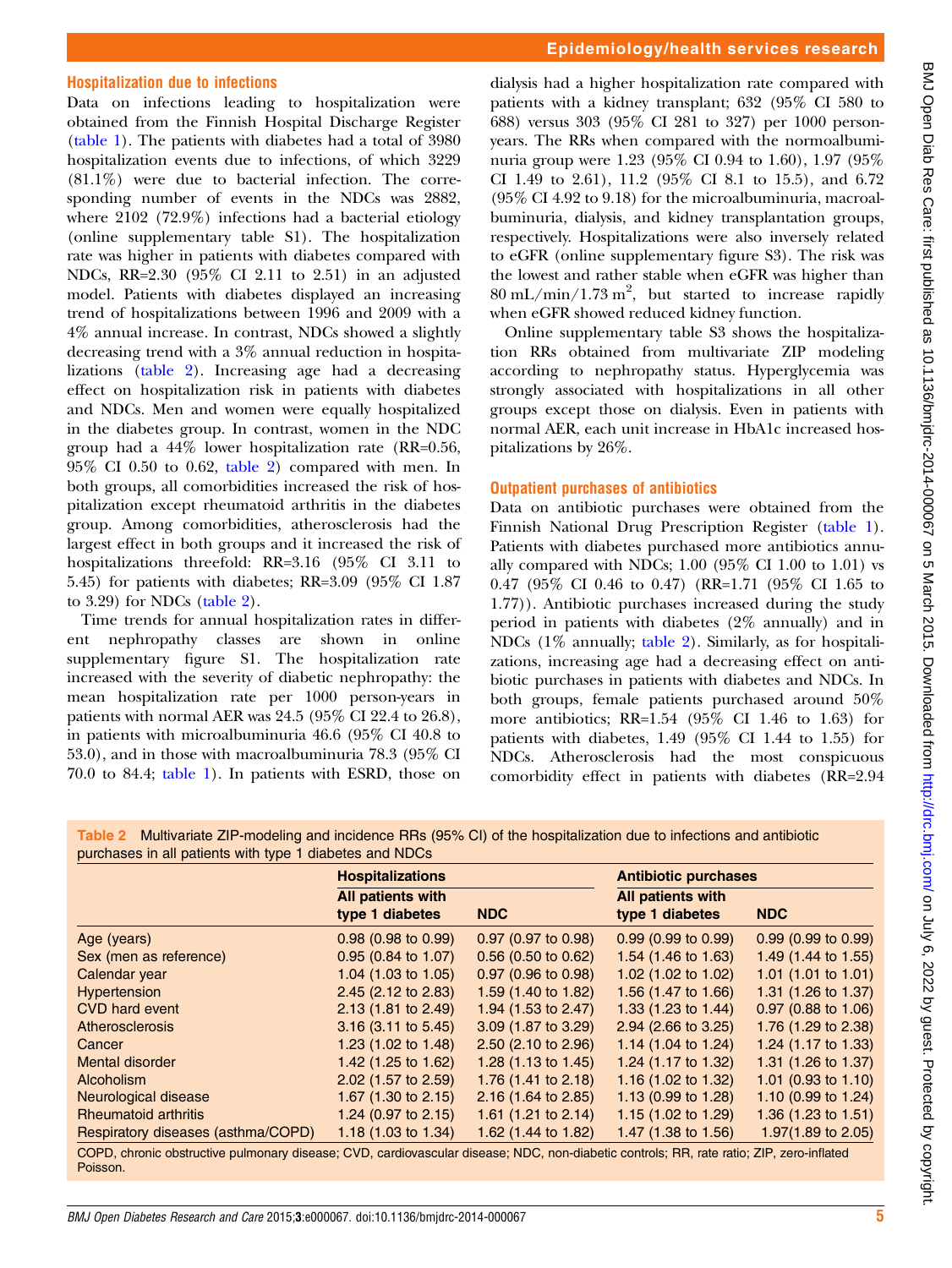### Hospitalization due to infections

Data on infections leading to hospitalization were obtained from the Finnish Hospital Discharge Register (table 1). The patients with diabetes had a total of 3980 hospitalization events due to infections, of which 3229 (81.1%) were due to bacterial infection. The corresponding number of events in the NDCs was 2882, where 2102 (72.9%) infections had a bacterial etiology (online supplementary table S1). The hospitalization rate was higher in patients with diabetes compared with NDCs, RR=2.30 (95% CI 2.11 to 2.51) in an adjusted model. Patients with diabetes displayed an increasing trend of hospitalizations between 1996 and 2009 with a 4% annual increase. In contrast, NDCs showed a slightly decreasing trend with a 3% annual reduction in hospitalizations (table 2). Increasing age had a decreasing effect on hospitalization risk in patients with diabetes and NDCs. Men and women were equally hospitalized in the diabetes group. In contrast, women in the NDC group had a 44% lower hospitalization rate (RR=0.56, 95% CI 0.50 to 0.62, table 2) compared with men. In both groups, all comorbidities increased the risk of hospitalization except rheumatoid arthritis in the diabetes group. Among comorbidities, atherosclerosis had the largest effect in both groups and it increased the risk of hospitalizations threefold: RR=3.16 (95% CI 3.11 to 5.45) for patients with diabetes; RR=3.09 (95% CI 1.87 to 3.29) for NDCs (table 2).

Time trends for annual hospitalization rates in different nephropathy classes are shown in online supplementary figure S1. The hospitalization rate increased with the severity of diabetic nephropathy: the mean hospitalization rate per 1000 person-years in patients with normal AER was 24.5 (95% CI 22.4 to 26.8), in patients with microalbuminuria 46.6 (95% CI 40.8 to 53.0), and in those with macroalbuminuria 78.3 (95% CI 70.0 to 84.4; table 1). In patients with ESRD, those on dialysis had a higher hospitalization rate compared with patients with a kidney transplant; 632 (95% CI 580 to 688) versus 303 (95% CI 281 to 327) per 1000 person-years. The RRs when compared with the normoalbuminuria group were 1.23 (95% CI 0.94 to 1.60), 1.97 (95% CI 1.49 to 2.61), 11.2 (95% CI 8.1 to 15.5), and 6.72 (95% CI 4.92 to 9.18) for the microalbuminuria, macroalbuminuria, dialysis, and kidney transplantation groups, respectively. Hospitalizations were also inversely related to eGFR (online supplementary figure S3). The risk was the lowest and rather stable when eGFR was higher than 80 mL/min/1.73 $m^2$, but started to increase rapidly when eGFR showed reduced kidney function.

Online supplementary table S3 shows the hospitalization RRs obtained from multivariate ZIP modeling according to nephropathy status. Hyperglycemia was strongly associated with hospitalizations in all other groups except those on dialysis. Even in patients with normal AER, each unit increase in HbA1c increased hospitalizations by 26%.

### Outpatient purchases of antibiotics

Data on antibiotic purchases were obtained from the Finnish National Drug Prescription Register (table 1). Patients with diabetes purchased more antibiotics annually compared with NDCs; 1.00 (95% CI 1.00 to 1.01) vs 0.47 (95% CI 0.46 to 0.47) (RR=1.71 (95% CI 1.65 to 1.77)). Antibiotic purchases increased during the study period in patients with diabetes (2% annually) and in NDCs (1% annually; table 2). Similarly, as for hospitalizations, increasing age had a decreasing effect on antibiotic purchases in patients with diabetes and NDCs. In both groups, female patients purchased around 50% more antibiotics; RR=1.54 (95% CI 1.46 to 1.63) for patients with diabetes, 1.49 (95% CI 1.44 to 1.55) for NDCs. Atherosclerosis had the most conspicuous comorbidity effect in patients with diabetes (RR=2.94

**Table 2** Multivariate ZIP-modeling and incidence RRs (95% CI) of the hospitalization due to infections and antibiotic purchases in all patients with type 1 diabetes and NDCs

| | Hospitalizations | | Antibiotic purchases | |
|---|---|---|---|---|
| | All patients with type 1 diabetes | NDC | All patients with type 1 diabetes | NDC |
| Age (years) | 0.98 (0.98 to 0.99) | 0.97 (0.97 to 0.98) | 0.99 (0.99 to 0.99) | 0.99 (0.99 to 0.99) |
| Sex (men as reference) | 0.95 (0.84 to 1.07) | 0.56 (0.50 to 0.62) | 1.54 (1.46 to 1.63) | 1.49 (1.44 to 1.55) |
| Calendar year | 1.04 (1.03 to 1.05) | 0.97 (0.96 to 0.98) | 1.02 (1.02 to 1.02) | 1.01 (1.01 to 1.01) |
| Hypertension | 2.45 (2.12 to 2.83) | 1.59 (1.40 to 1.82) | 1.56 (1.47 to 1.66) | 1.31 (1.26 to 1.37) |
| CVD hard event | 2.13 (1.81 to 2.49) | 1.94 (1.53 to 2.47) | 1.33 (1.23 to 1.44) | 0.97 (0.88 to 1.06) |
| Atherosclerosis | 3.16 (3.11 to 5.45) | 3.09 (1.87 to 3.29) | 2.94 (2.66 to 3.25) | 1.76 (1.29 to 2.38) |
| Cancer | 1.23 (1.02 to 1.48) | 2.50 (2.10 to 2.96) | 1.14 (1.04 to 1.24) | 1.24 (1.17 to 1.33) |
| Mental disorder | 1.42 (1.25 to 1.62) | 1.28 (1.13 to 1.45) | 1.24 (1.17 to 1.32) | 1.31 (1.26 to 1.37) |
| Alcoholism | 2.02 (1.57 to 2.59) | 1.76 (1.41 to 2.18) | 1.16 (1.02 to 1.32) | 1.01 (0.93 to 1.10) |
| Neurological disease | 1.67 (1.30 to 2.15) | 2.16 (1.64 to 2.85) | 1.13 (0.99 to 1.28) | 1.10 (0.99 to 1.24) |
| Rheumatoid arthritis | 1.24 (0.97 to 2.15) | 1.61 (1.21 to 2.14) | 1.15 (1.02 to 1.29) | 1.36 (1.23 to 1.51) |
| Respiratory diseases (asthma/COPD) | 1.18 (1.03 to 1.34) | 1.62 (1.44 to 1.82) | 1.47 (1.38 to 1.56) | 1.97(1.89 to 2.05) |

COPD, chronic obstructive pulmonary disease; CVD, cardiovascular disease; NDC, non-diabetic controls; RR, rate ratio; ZIP, zero-inflated Poisson.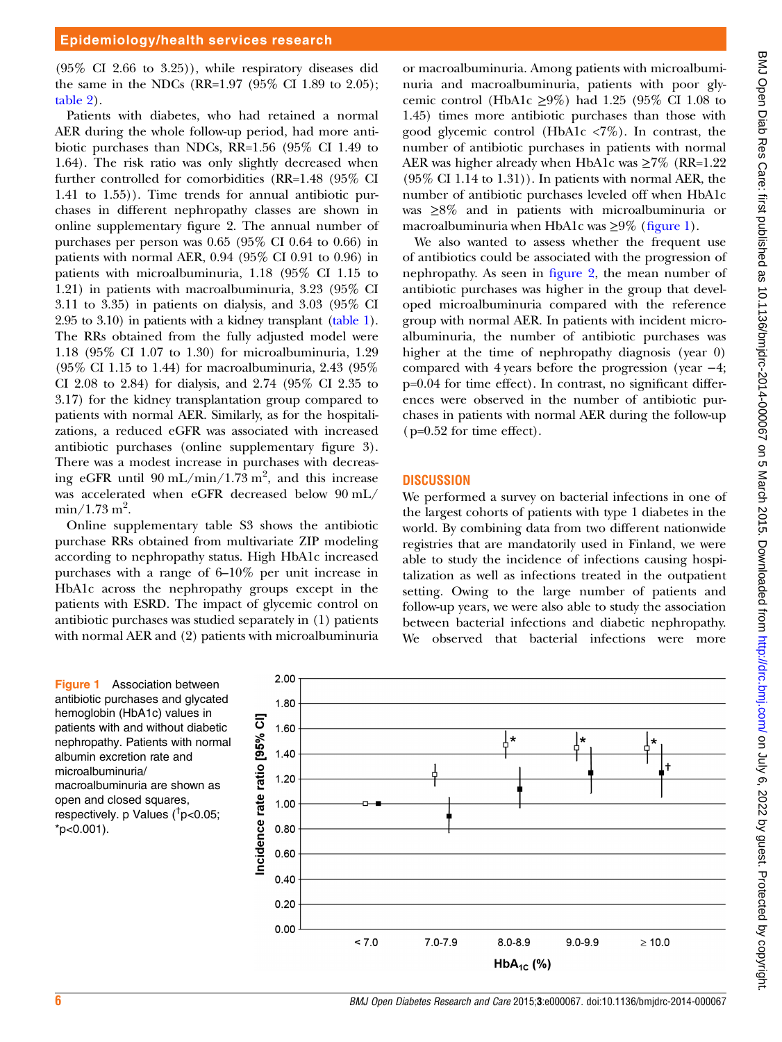(95% CI 2.66 to 3.25)), while respiratory diseases did the same in the NDCs (RR=1.97 (95% CI 1.89 to 2.05); table 2).

Patients with diabetes, who had retained a normal AER during the whole follow-up period, had more antibiotic purchases than NDCs, RR=1.56 (95% CI 1.49 to 1.64). The risk ratio was only slightly decreased when further controlled for comorbidities (RR=1.48 (95% CI 1.41 to 1.55)). Time trends for annual antibiotic purchases in different nephropathy classes are shown in online supplementary figure 2. The annual number of purchases per person was 0.65 (95% CI 0.64 to 0.66) in patients with normal AER, 0.94 (95% CI 0.91 to 0.96) in patients with microalbuminuria, 1.18 (95% CI 1.15 to 1.21) in patients with macroalbuminuria, 3.23 (95% CI 3.11 to 3.35) in patients on dialysis, and 3.03 (95% CI 2.95 to 3.10) in patients with a kidney transplant (table 1). The RRs obtained from the fully adjusted model were 1.18 (95% CI 1.07 to 1.30) for microalbuminuria, 1.29 (95% CI 1.15 to 1.44) for macroalbuminuria, 2.43 (95% CI 2.08 to 2.84) for dialysis, and 2.74 (95% CI 2.35 to 3.17) for the kidney transplantation group compared to patients with normal AER. Similarly, as for the hospitalizations, a reduced eGFR was associated with increased antibiotic purchases (online supplementary figure 3). There was a modest increase in purchases with decreasing eGFR until 90 mL/min/1.73 $m^2$, and this increase was accelerated when eGFR decreased below 90 mL/min/1.73 $m^2$.

Online supplementary table S3 shows the antibiotic purchase RRs obtained from multivariate ZIP modeling according to nephropathy status. High HbA1c increased purchases with a range of 6–10% per unit increase in HbA1c across the nephropathy groups except in the patients with ESRD. The impact of glycemic control on antibiotic purchases was studied separately in (1) patients with normal AER and (2) patients with microalbuminuria or macroalbuminuria. Among patients with microalbuminuria and macroalbuminuria, patients with poor glycemic control (HbA1c ≥9%) had 1.25 (95% CI 1.08 to 1.45) times more antibiotic purchases than those with good glycemic control (HbA1c <7%). In contrast, the number of antibiotic purchases in patients with normal AER was higher already when HbA1c was ≥7% (RR=1.22 (95% CI 1.14 to 1.31)). In patients with normal AER, the number of antibiotic purchases leveled off when HbA1c was ≥8% and in patients with microalbuminuria or macroalbuminuria when HbA1c was ≥9% (figure 1).

We also wanted to assess whether the frequent use of antibiotics could be associated with the progression of nephropathy. As seen in figure 2, the mean number of antibiotic purchases was higher in the group that developed microalbuminuria compared with the reference group with normal AER. In patients with incident microalbuminuria, the number of antibiotic purchases was higher at the time of nephropathy diagnosis (year 0) compared with 4 years before the progression (year −4; p=0.04 for time effect). In contrast, no significant differences were observed in the number of antibiotic purchases in patients with normal AER during the follow-up (p=0.52 for time effect).

## DISCUSSION

We performed a survey on bacterial infections in one of the largest cohorts of patients with type 1 diabetes in the world. By combining data from two different nationwide registries that are mandatorily used in Finland, we were able to study the incidence of infections causing hospitalization as well as infections treated in the outpatient setting. Owing to the large number of patients and follow-up years, we were also able to study the association between bacterial infections and diabetic nephropathy. We observed that bacterial infections were more

**Figure 1** Association between antibiotic purchases and glycated hemoglobin (HbA1c) values in patients with and without diabetic nephropathy. Patients with normal albumin excretion rate and microalbuminuria/macroalbuminuria are shown as open and closed squares, respectively. p Values (†p<0.05; *p<0.001).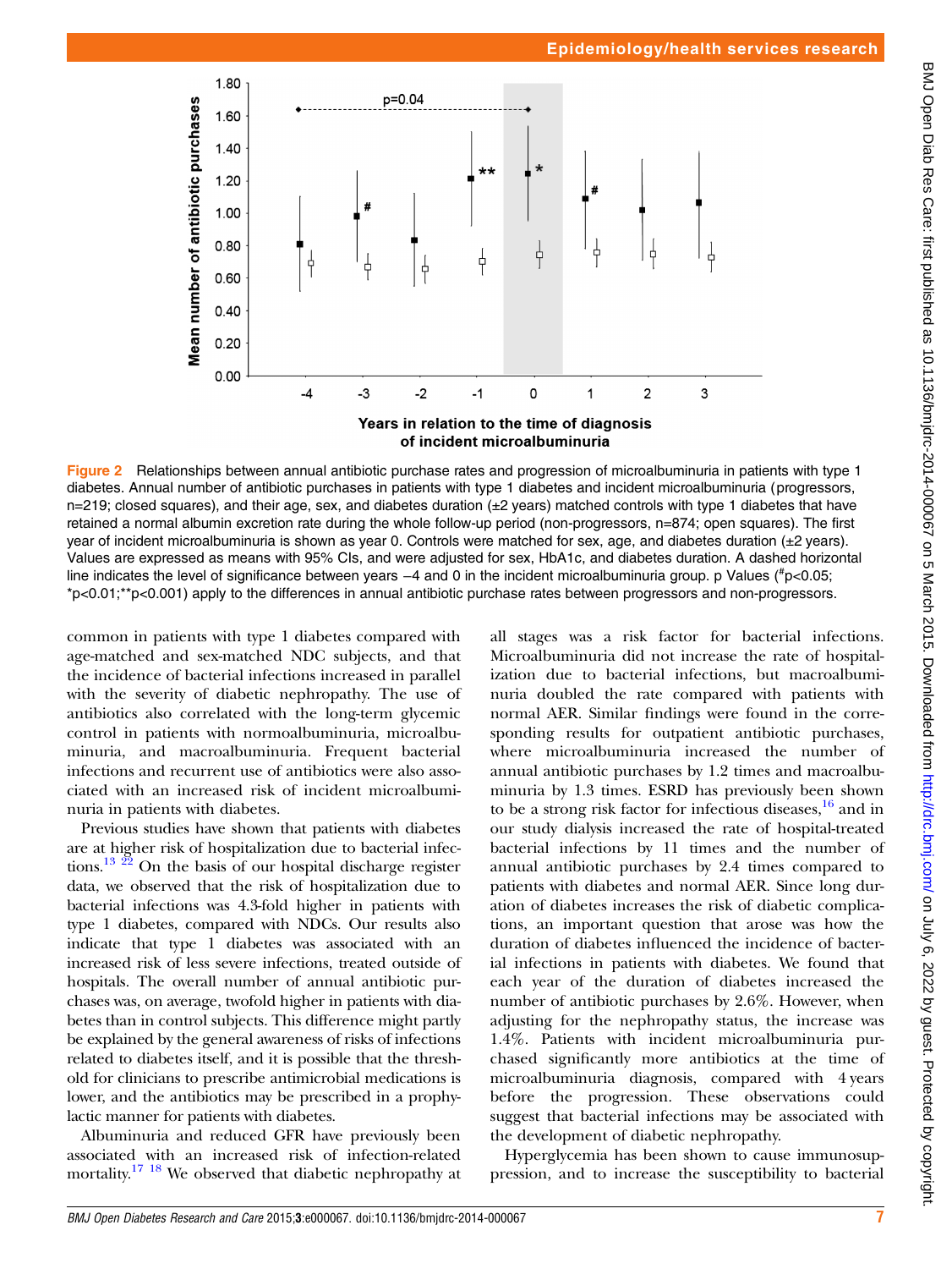Figure 2 Relationships between annual antibiotic purchase rates and progression of microalbuminuria in patients with type 1 diabetes. Annual number of antibiotic purchases in patients with type 1 diabetes and incident microalbuminuria (progressors, n=219; closed squares), and their age, sex, and diabetes duration (±2 years) matched controls with type 1 diabetes that have retained a normal albumin excretion rate during the whole follow-up period (non-progressors, n=874; open squares). The first year of incident microalbuminuria is shown as year 0. Controls were matched for sex, age, and diabetes duration (±2 years). Values are expressed as means with 95% CIs, and were adjusted for sex, HbA1c, and diabetes duration. A dashed horizontal line indicates the level of significance between years −4 and 0 in the incident microalbuminuria group. p Values (#p<0.05; *p<0.01;**p<0.001) apply to the differences in annual antibiotic purchase rates between progressors and non-progressors.

common in patients with type 1 diabetes compared with age-matched and sex-matched NDC subjects, and that the incidence of bacterial infections increased in parallel with the severity of diabetic nephropathy. The use of antibiotics also correlated with the long-term glycemic control in patients with normoalbuminuria, microalbuminuria, and macroalbuminuria. Frequent bacterial infections and recurrent use of antibiotics were also associated with an increased risk of incident microalbuminuria in patients with diabetes.

Previous studies have shown that patients with diabetes are at higher risk of hospitalization due to bacterial infections.[13] [22] On the basis of our hospital discharge register data, we observed that the risk of hospitalization due to bacterial infections was 4.3-fold higher in patients with type 1 diabetes, compared with NDCs. Our results also indicate that type 1 diabetes was associated with an increased risk of less severe infections, treated outside of hospitals. The overall number of annual antibiotic purchases was, on average, twofold higher in patients with diabetes than in control subjects. This difference might partly be explained by the general awareness of risks of infections related to diabetes itself, and it is possible that the threshold for clinicians to prescribe antimicrobial medications is lower, and the antibiotics may be prescribed in a prophylactic manner for patients with diabetes.

Albuminuria and reduced GFR have previously been associated with an increased risk of infection-related mortality.[17] [18] We observed that diabetic nephropathy at all stages was a risk factor for bacterial infections. Microalbuminuria did not increase the rate of hospitalization due to bacterial infections, but macroalbuminuria doubled the rate compared with patients with normal AER. Similar findings were found in the corresponding results for outpatient antibiotic purchases, where microalbuminuria increased the number of annual antibiotic purchases by 1.2 times and macroalbuminuria by 1.3 times. ESRD has previously been shown to be a strong risk factor for infectious diseases,[16] and in our study dialysis increased the rate of hospital-treated bacterial infections by 11 times and the number of annual antibiotic purchases by 2.4 times compared to patients with diabetes and normal AER. Since long duration of diabetes increases the risk of diabetic complications, an important question that arose was how the duration of diabetes influenced the incidence of bacterial infections in patients with diabetes. We found that each year of the duration of diabetes increased the number of antibiotic purchases by 2.6%. However, when adjusting for the nephropathy status, the increase was 1.4%. Patients with incident microalbuminuria purchased significantly more antibiotics at the time of microalbuminuria diagnosis, compared with 4 years before the progression. These observations could suggest that bacterial infections may be associated with the development of diabetic nephropathy.

Hyperglycemia has been shown to cause immunosuppression, and to increase the susceptibility to bacterial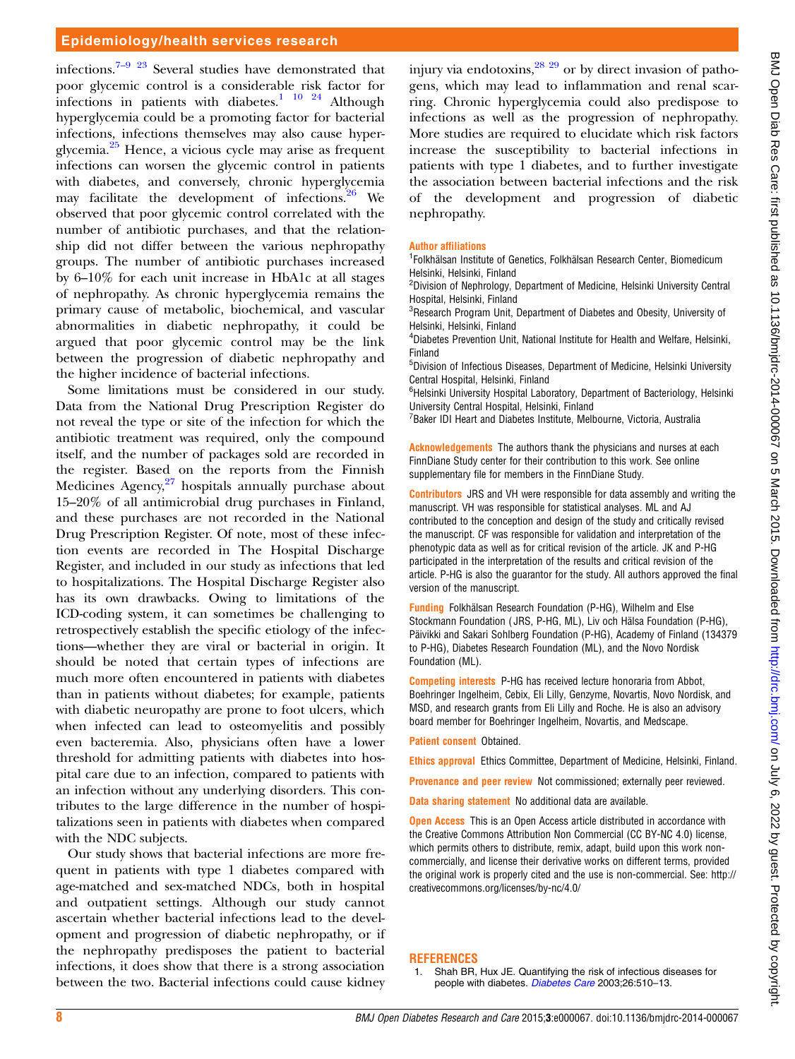infections.[7–9 23] Several studies have demonstrated that poor glycemic control is a considerable risk factor for infections in patients with diabetes.[1 10 24] Although hyperglycemia could be a promoting factor for bacterial infections, infections themselves may also cause hyperglycemia.[25] Hence, a vicious cycle may arise as frequent infections can worsen the glycemic control in patients with diabetes, and conversely, chronic hyperglycemia may facilitate the development of infections.[26] We observed that poor glycemic control correlated with the number of antibiotic purchases, and that the relationship did not differ between the various nephropathy groups. The number of antibiotic purchases increased by 6–10% for each unit increase in HbA1c at all stages of nephropathy. As chronic hyperglycemia remains the primary cause of metabolic, biochemical, and vascular abnormalities in diabetic nephropathy, it could be argued that poor glycemic control may be the link between the progression of diabetic nephropathy and the higher incidence of bacterial infections.

Some limitations must be considered in our study. Data from the National Drug Prescription Register do not reveal the type or site of the infection for which the antibiotic treatment was required, only the compound itself, and the number of packages sold are recorded in the register. Based on the reports from the Finnish Medicines Agency,[27] hospitals annually purchase about 15–20% of all antimicrobial drug purchases in Finland, and these purchases are not recorded in the National Drug Prescription Register. Of note, most of these infection events are recorded in The Hospital Discharge Register, and included in our study as infections that led to hospitalizations. The Hospital Discharge Register also has its own drawbacks. Owing to limitations of the ICD-coding system, it can sometimes be challenging to retrospectively establish the specific etiology of the infections—whether they are viral or bacterial in origin. It should be noted that certain types of infections are much more often encountered in patients with diabetes than in patients without diabetes; for example, patients with diabetic neuropathy are prone to foot ulcers, which when infected can lead to osteomyelitis and possibly even bacteremia. Also, physicians often have a lower threshold for admitting patients with diabetes into hospital care due to an infection, compared to patients with an infection without any underlying disorders. This contributes to the large difference in the number of hospitalizations seen in patients with diabetes when compared with the NDC subjects.

Our study shows that bacterial infections are more frequent in patients with type 1 diabetes compared with age-matched and sex-matched NDCs, both in hospital and outpatient settings. Although our study cannot ascertain whether bacterial infections lead to the development and progression of diabetic nephropathy, or if the nephropathy predisposes the patient to bacterial infections, it does show that there is a strong association between the two. Bacterial infections could cause kidney injury via endotoxins,[28 29] or by direct invasion of pathogens, which may lead to inflammation and renal scarring. Chronic hyperglycemia could also predispose to infections as well as the progression of nephropathy. More studies are required to elucidate which risk factors increase the susceptibility to bacterial infections in patients with type 1 diabetes, and to further investigate the association between bacterial infections and the risk of the development and progression of diabetic nephropathy.

**Author affiliations**
[1]Folkhälsan Institute of Genetics, Folkhälsan Research Center, Biomedicum Helsinki, Helsinki, Finland
[2]Division of Nephrology, Department of Medicine, Helsinki University Central Hospital, Helsinki, Finland
[3]Research Program Unit, Department of Diabetes and Obesity, University of Helsinki, Helsinki, Finland
[4]Diabetes Prevention Unit, National Institute for Health and Welfare, Helsinki, Finland
[5]Division of Infectious Diseases, Department of Medicine, Helsinki University Central Hospital, Helsinki, Finland
[6]Helsinki University Hospital Laboratory, Department of Bacteriology, Helsinki University Central Hospital, Helsinki, Finland
[7]Baker IDI Heart and Diabetes Institute, Melbourne, Victoria, Australia

**Acknowledgements** The authors thank the physicians and nurses at each FinnDiane Study center for their contribution to this work. See online supplementary file for members in the FinnDiane Study.

**Contributors** JRS and VH were responsible for data assembly and writing the manuscript. VH was responsible for statistical analyses. ML and AJ contributed to the conception and design of the study and critically revised the manuscript. CF was responsible for validation and interpretation of the phenotypic data as well as for critical revision of the article. JK and P-HG participated in the interpretation of the results and critical revision of the article. P-HG is also the guarantor for the study. All authors approved the final version of the manuscript.

**Funding** Folkhälsan Research Foundation (P-HG), Wilhelm and Else Stockmann Foundation (JRS, P-HG, ML), Liv och Hälsa Foundation (P-HG), Päivikki and Sakari Sohlberg Foundation (P-HG), Academy of Finland (134379 to P-HG), Diabetes Research Foundation (ML), and the Novo Nordisk Foundation (ML).

**Competing interests** P-HG has received lecture honoraria from Abbot, Boehringer Ingelheim, Cebix, Eli Lilly, Genzyme, Novartis, Novo Nordisk, and MSD, and research grants from Eli Lilly and Roche. He is also an advisory board member for Boehringer Ingelheim, Novartis, and Medscape.

**Patient consent** Obtained.

**Ethics approval** Ethics Committee, Department of Medicine, Helsinki, Finland.

**Provenance and peer review** Not commissioned; externally peer reviewed.

**Data sharing statement** No additional data are available.

**Open Access** This is an Open Access article distributed in accordance with the Creative Commons Attribution Non Commercial (CC BY-NC 4.0) license, which permits others to distribute, remix, adapt, build upon this work non-commercially, and license their derivative works on different terms, provided the original work is properly cited and the use is non-commercial. See: http://creativecommons.org/licenses/by-nc/4.0/

## REFERENCES

1. Shah BR, Hux JE. Quantifying the risk of infectious diseases for people with diabetes. *Diabetes Care* 2003;26:510–13.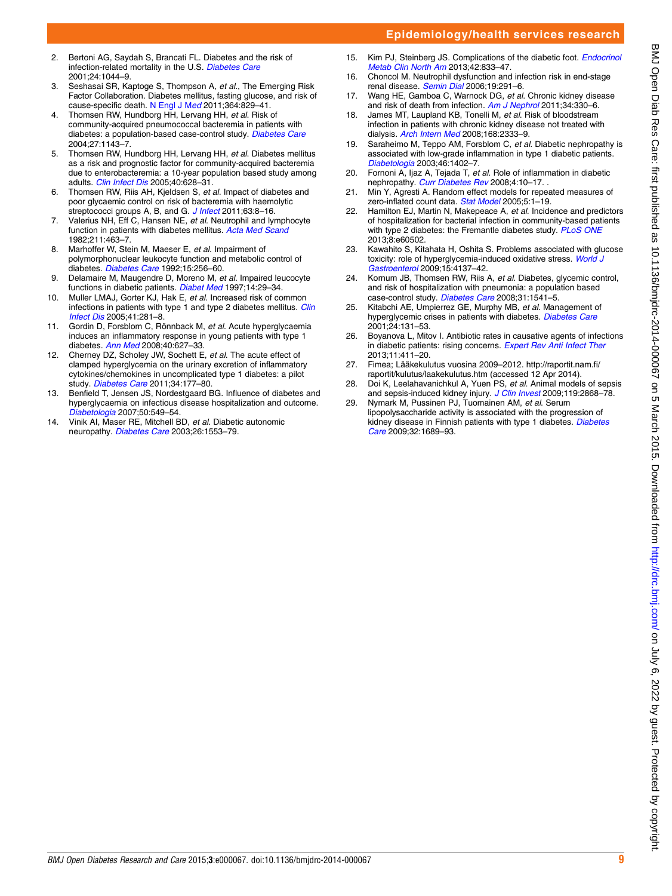2. Bertoni AG, Saydah S, Brancati FL. Diabetes and the risk of infection-related mortality in the U.S. *Diabetes Care* 2001;24:1044–9.
3. Seshasai SR, Kaptoge S, Thompson A, *et al.*, The Emerging Risk Factor Collaboration. Diabetes mellitus, fasting glucose, and risk of cause-specific death. *N Engl J Med* 2011;364:829–41.
4. Thomsen RW, Hundborg HH, Lervang HH, *et al.* Risk of community-acquired pneumococcal bacteremia in patients with diabetes: a population-based case-control study. *Diabetes Care* 2004;27:1143–7.
5. Thomsen RW, Hundborg HH, Lervang HH, *et al.* Diabetes mellitus as a risk and prognostic factor for community-acquired bacteremia due to enterobacteremia: a 10-year population based study among adults. *Clin Infect Dis* 2005;40:628–31.
6. Thomsen RW, Riis AH, Kjeldsen S, *et al.* Impact of diabetes and poor glycaemic control on risk of bacteremia with haemolytic streptococci groups A, B, and G. *J Infect* 2011;63:8–16.
7. Valerius NH, Eff C, Hansen NE, *et al.* Neutrophil and lymphocyte function in patients with diabetes mellitus. *Acta Med Scand* 1982;211:463–7.
8. Marhoffer W, Stein M, Maeser E, *et al.* Impairment of polymorphonuclear leukocyte function and metabolic control of diabetes. *Diabetes Care* 1992;15:256–60.
9. Delamaire M, Maugendre D, Moreno M, *et al.* Impaired leucocyte functions in diabetic patients. *Diabet Med* 1997;14:29–34.
10. Muller LMAJ, Gorter KJ, Hak E, *et al.* Increased risk of common infections in patients with type 1 and type 2 diabetes mellitus. *Clin Infect Dis* 2005;41:281–8.
11. Gordin D, Forsblom C, Rönnback M, *et al.* Acute hyperglycaemia induces an inflammatory response in young patients with type 1 diabetes. *Ann Med* 2008;40:627–33.
12. Cherney DZ, Scholey JW, Sochett E, *et al.* The acute effect of clamped hyperglycemia on the urinary excretion of inflammatory cytokines/chemokines in uncomplicated type 1 diabetes: a pilot study. *Diabetes Care* 2011;34:177–80.
13. Benfield T, Jensen JS, Nordestgaard BG. Influence of diabetes and hyperglycaemia on infectious disease hospitalization and outcome. *Diabetologia* 2007;50:549–54.
14. Vinik AI, Maser RE, Mitchell BD, *et al.* Diabetic autonomic neuropathy. *Diabetes Care* 2003;26:1553–79.
15. Kim PJ, Steinberg JS. Complications of the diabetic foot. *Endocrinol Metab Clin North Am* 2013;42:833–47.
16. Choncol M. Neutrophil dysfunction and infection risk in end-stage renal disease. *Semin Dial* 2006;19:291–6.
17. Wang HE, Gamboa C, Warnock DG, *et al.* Chronic kidney disease and risk of death from infection. *Am J Nephrol* 2011;34:330–6.
18. James MT, Laupland KB, Tonelli M, *et al.* Risk of bloodstream infection in patients with chronic kidney disease not treated with dialysis. *Arch Intern Med* 2008;168:2333–9.
19. Saraheimo M, Teppo AM, Forsblom C, *et al.* Diabetic nephropathy is associated with low-grade inflammation in type 1 diabetic patients. *Diabetologia* 2003;46:1402–7.
20. Fornoni A, Ijaz A, Tejada T, *et al.* Role of inflammation in diabetic nephropathy. *Curr Diabetes Rev* 2008;4:10–17. .
21. Min Y, Agresti A. Random effect models for repeated measures of zero-inflated count data. *Stat Model* 2005;5:1–19.
22. Hamilton EJ, Martin N, Makepeace A, *et al.* Incidence and predictors of hospitalization for bacterial infection in community-based patients with type 2 diabetes: the Fremantle diabetes study. *PLoS ONE* 2013;8:e60502.
23. Kawahito S, Kitahata H, Oshita S. Problems associated with glucose toxicity: role of hyperglycemia-induced oxidative stress. *World J Gastroenterol* 2009;15:4137–42.
24. Kornum JB, Thomsen RW, Riis A, *et al.* Diabetes, glycemic control, and risk of hospitalization with pneumonia: a population based case-control study. *Diabetes Care* 2008;31:1541–5.
25. Kitabchi AE, Umpierrez GE, Murphy MB, *et al.* Management of hyperglycemic crises in patients with diabetes. *Diabetes Care* 2001;24:131–53.
26. Boyanova L, Mitov I. Antibiotic rates in causative agents of infections in diabetic patients: rising concerns. *Expert Rev Anti Infect Ther* 2013;11:411–20.
27. Fimea; Lääkekulutus vuosina 2009–2012. http://raportit.nam.fi/raportit/kulutus/laakekulutus.htm (accessed 12 Apr 2014).
28. Doi K, Leelahavanichkul A, Yuen PS, *et al.* Animal models of sepsis and sepsis-induced kidney injury. *J Clin Invest* 2009;119:2868–78.
29. Nymark M, Pussinen PJ, Tuomainen AM, *et al.* Serum lipopolysaccharide activity is associated with the progression of kidney disease in Finnish patients with type 1 diabetes. *Diabetes Care* 2009;32:1689–93.